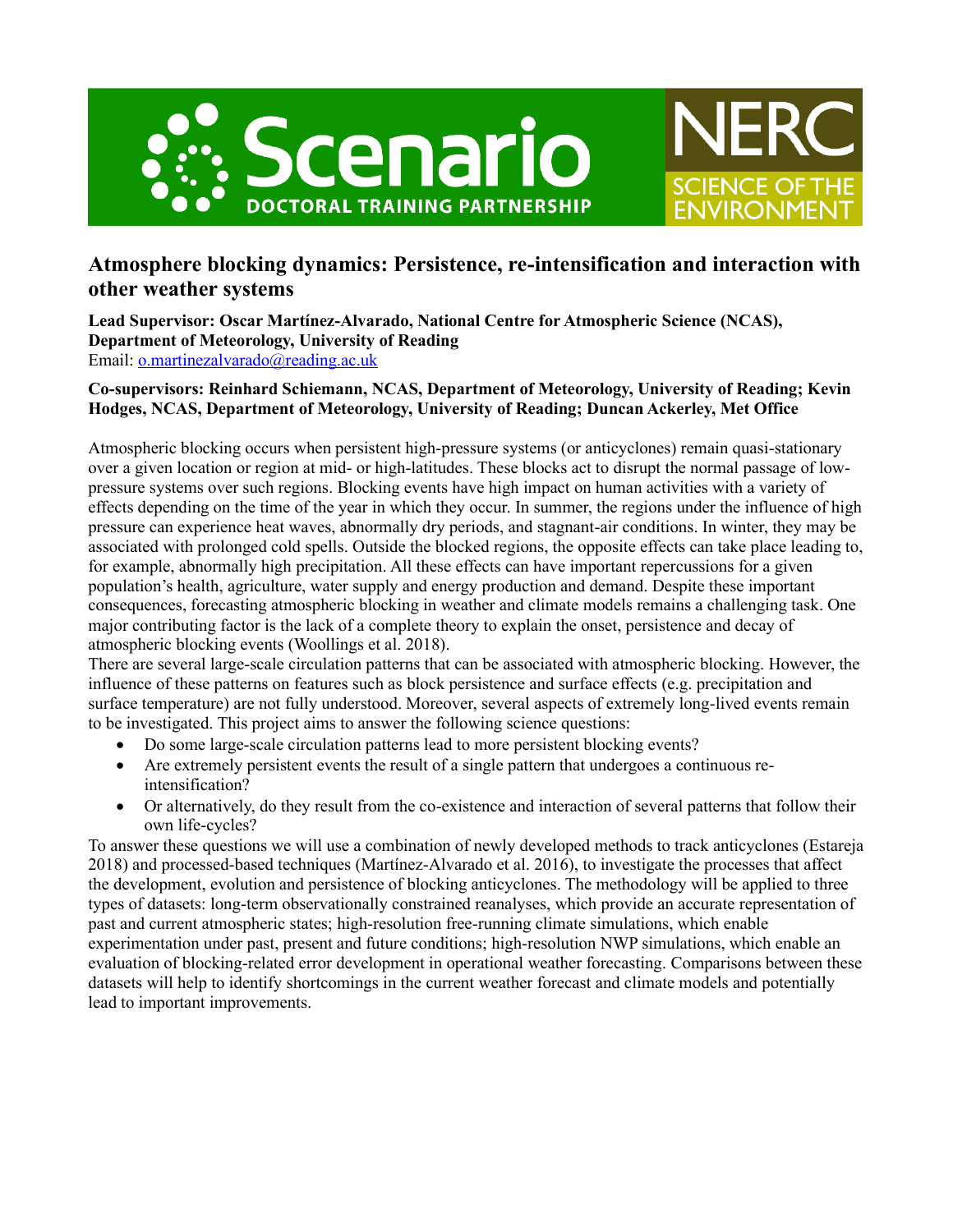# Atmosphere blocking dynamics: Persistence, re-intensification and interaction with other weather systems

**Lead Supervisor: Oscar Martínez-Alvarado, National Centre for Atmospheric Science (NCAS), Department of Meteorology, University of Reading**
Email: o.martinezalvarado@reading.ac.uk

**Co-supervisors: Reinhard Schiemann, NCAS, Department of Meteorology, University of Reading; Kevin Hodges, NCAS, Department of Meteorology, University of Reading; Duncan Ackerley, Met Office**

Atmospheric blocking occurs when persistent high-pressure systems (or anticyclones) remain quasi-stationary over a given location or region at mid- or high-latitudes. These blocks act to disrupt the normal passage of low-pressure systems over such regions. Blocking events have high impact on human activities with a variety of effects depending on the time of the year in which they occur. In summer, the regions under the influence of high pressure can experience heat waves, abnormally dry periods, and stagnant-air conditions. In winter, they may be associated with prolonged cold spells. Outside the blocked regions, the opposite effects can take place leading to, for example, abnormally high precipitation. All these effects can have important repercussions for a given population's health, agriculture, water supply and energy production and demand. Despite these important consequences, forecasting atmospheric blocking in weather and climate models remains a challenging task. One major contributing factor is the lack of a complete theory to explain the onset, persistence and decay of atmospheric blocking events (Woollings et al. 2018).

There are several large-scale circulation patterns that can be associated with atmospheric blocking. However, the influence of these patterns on features such as block persistence and surface effects (e.g. precipitation and surface temperature) are not fully understood. Moreover, several aspects of extremely long-lived events remain to be investigated. This project aims to answer the following science questions:

- Do some large-scale circulation patterns lead to more persistent blocking events?
- Are extremely persistent events the result of a single pattern that undergoes a continuous re-intensification?
- Or alternatively, do they result from the co-existence and interaction of several patterns that follow their own life-cycles?

To answer these questions we will use a combination of newly developed methods to track anticyclones (Estareja 2018) and processed-based techniques (Martínez-Alvarado et al. 2016), to investigate the processes that affect the development, evolution and persistence of blocking anticyclones. The methodology will be applied to three types of datasets: long-term observationally constrained reanalyses, which provide an accurate representation of past and current atmospheric states; high-resolution free-running climate simulations, which enable experimentation under past, present and future conditions; high-resolution NWP simulations, which enable an evaluation of blocking-related error development in operational weather forecasting. Comparisons between these datasets will help to identify shortcomings in the current weather forecast and climate models and potentially lead to important improvements.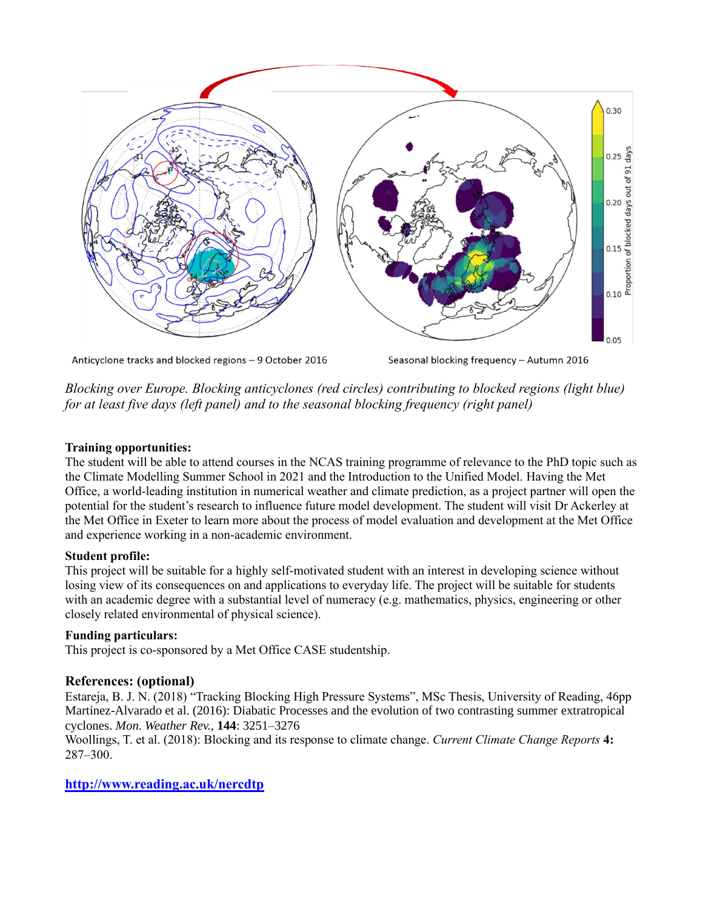Anticyclone tracks and blocked regions – 9 October 2016

Seasonal blocking frequency – Autumn 2016

0.30

0.25

0.20

0.15

0.10

0.05

Proportion of blocked days out of 91 days

*Blocking over Europe. Blocking anticyclones (red circles) contributing to blocked regions (light blue) for at least five days (left panel) and to the seasonal blocking frequency (right panel)*

**Training opportunities:**

The student will be able to attend courses in the NCAS training programme of relevance to the PhD topic such as the Climate Modelling Summer School in 2021 and the Introduction to the Unified Model. Having the Met Office, a world-leading institution in numerical weather and climate prediction, as a project partner will open the potential for the student's research to influence future model development. The student will visit Dr Ackerley at the Met Office in Exeter to learn more about the process of model evaluation and development at the Met Office and experience working in a non-academic environment.

**Student profile:**

This project will be suitable for a highly self-motivated student with an interest in developing science without losing view of its consequences on and applications to everyday life. The project will be suitable for students with an academic degree with a substantial level of numeracy (e.g. mathematics, physics, engineering or other closely related environmental of physical science).

**Funding particulars:**

This project is co-sponsored by a Met Office CASE studentship.

**References: (optional)**

Estareja, B. J. N. (2018) "Tracking Blocking High Pressure Systems", MSc Thesis, University of Reading, 46pp

Martínez-Alvarado et al. (2016): Diabatic Processes and the evolution of two contrasting summer extratropical cyclones. *Mon. Weather Rev.,* **144**: 3251–3276

Woollings, T. et al. (2018): Blocking and its response to climate change. *Current Climate Change Reports* **4:** 287–300.

**http://www.reading.ac.uk/nercdtp**